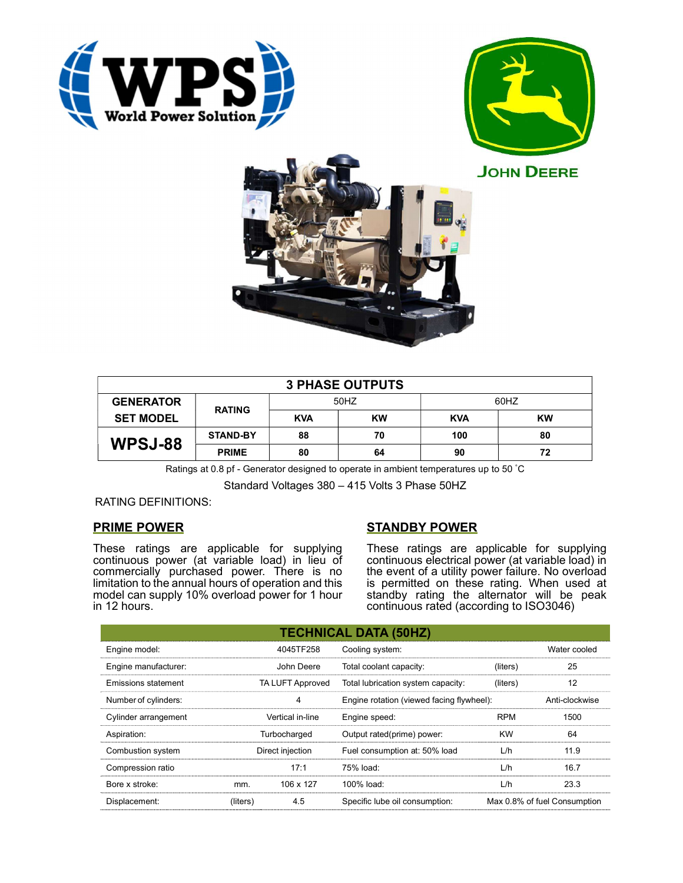**WPS** World Power Solution

JOHN DEERE

| GENERATOR SET MODEL | RATING | 50HZ | | 60HZ | |
|---|---|---|---|---|---|
| | | KVA | KW | KVA | KW |
| WPSJ-88 | STAND-BY | 88 | 70 | 100 | 80 |
| | PRIME | 80 | 64 | 90 | 72 |

**3 PHASE OUTPUTS**

Ratings at 0.8 pf - Generator designed to operate in ambient temperatures up to 50 ˚C

Standard Voltages 380 – 415 Volts 3 Phase 50HZ

RATING DEFINITIONS:

## PRIME POWER

These ratings are applicable for supplying continuous power (at variable load) in lieu of commercially purchased power. There is no limitation to the annual hours of operation and this model can supply 10% overload power for 1 hour in 12 hours.

## STANDBY POWER

These ratings are applicable for supplying continuous electrical power (at variable load) in the event of a utility power failure. No overload is permitted on these rating. When used at standby rating the alternator will be peak continuous rated (according to ISO3046)

## TECHNICAL DATA (50HZ)

| | | | | | |
|---|---|---|---|---|---|
| Engine model: | | 4045TF258 | Cooling system: | | Water cooled |
| Engine manufacturer: | | John Deere | Total coolant capacity: | (liters) | 25 |
| Emissions statement | | TA LUFT Approved | Total lubrication system capacity: | (liters) | 12 |
| Number of cylinders: | | 4 | Engine rotation (viewed facing flywheel): | | Anti-clockwise |
| Cylinder arrangement | | Vertical in-line | Engine speed: | RPM | 1500 |
| Aspiration: | | Turbocharged | Output rated(prime) power: | KW | 64 |
| Combustion system | | Direct injection | Fuel consumption at: 50% load | L/h | 11.9 |
| Compression ratio | | 17:1 | 75% load: | L/h | 16.7 |
| Bore x stroke: | mm. | 106 x 127 | 100% load: | L/h | 23.3 |
| Displacement: | (liters) | 4.5 | Specific lube oil consumption: | | Max 0.8% of fuel Consumption |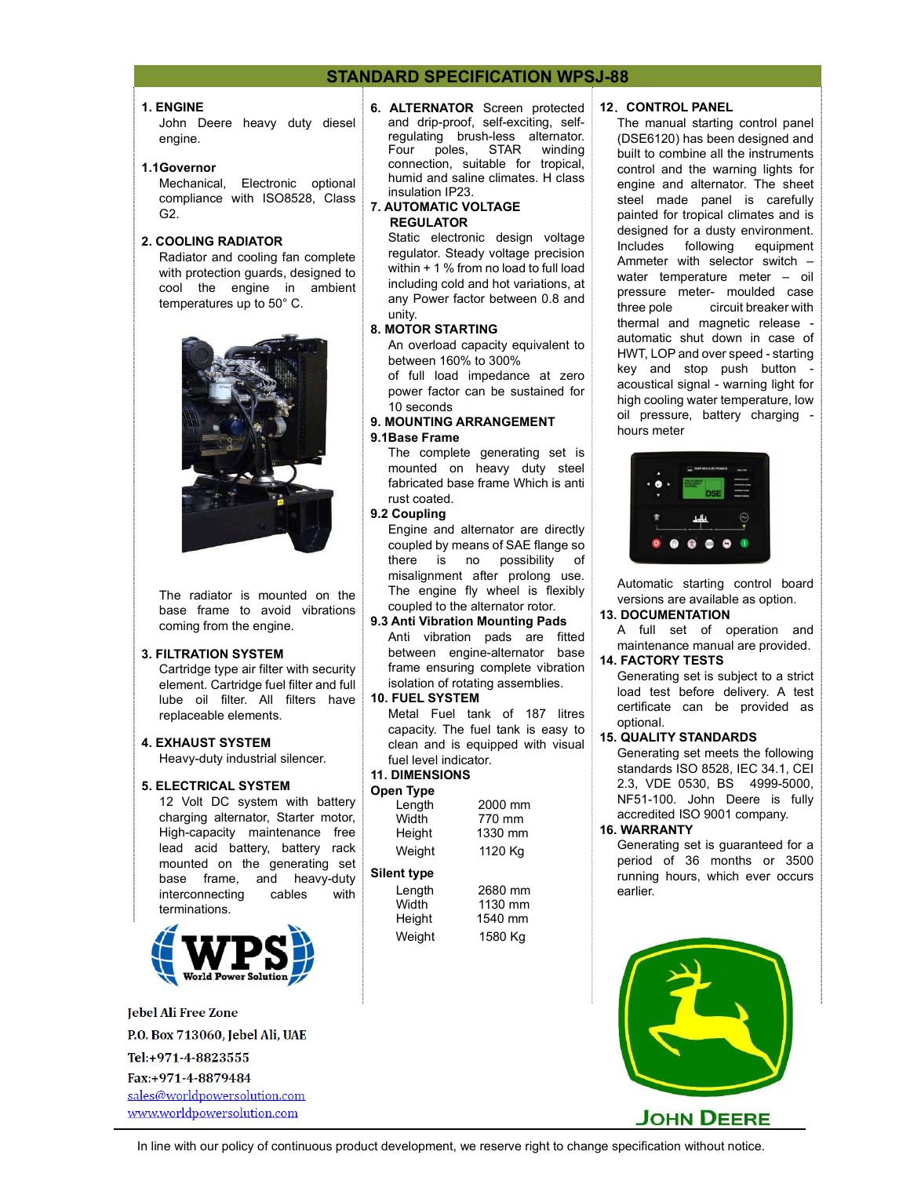# STANDARD SPECIFICATION WPSJ-88

## 1. ENGINE

John Deere heavy duty diesel engine.

### 1.1Governor

Mechanical, Electronic optional compliance with ISO8528, Class G2.

## 2. COOLING RADIATOR

Radiator and cooling fan complete with protection guards, designed to cool the engine in ambient temperatures up to 50° C.

The radiator is mounted on the base frame to avoid vibrations coming from the engine.

## 3. FILTRATION SYSTEM

Cartridge type air filter with security element. Cartridge fuel filter and full lube oil filter. All filters have replaceable elements.

## 4. EXHAUST SYSTEM

Heavy-duty industrial silencer.

## 5. ELECTRICAL SYSTEM

12 Volt DC system with battery charging alternator, Starter motor, High-capacity maintenance free lead acid battery, battery rack mounted on the generating set base frame, and heavy-duty interconnecting cables with terminations.

## 6. ALTERNATOR

Screen protected and drip-proof, self-exciting, self-regulating brush-less alternator. Four poles, STAR winding connection, suitable for tropical, humid and saline climates. H class insulation IP23.

## 7. AUTOMATIC VOLTAGE REGULATOR

Static electronic design voltage regulator. Steady voltage precision within + 1 % from no load to full load including cold and hot variations, at any Power factor between 0.8 and unity.

## 8. MOTOR STARTING

An overload capacity equivalent to between 160% to 300% of full load impedance at zero power factor can be sustained for 10 seconds

## 9. MOUNTING ARRANGEMENT

### 9.1Base Frame

The complete generating set is mounted on heavy duty steel fabricated base frame Which is anti rust coated.

### 9.2 Coupling

Engine and alternator are directly coupled by means of SAE flange so there is no possibility of misalignment after prolong use. The engine fly wheel is flexibly coupled to the alternator rotor.

### 9.3 Anti Vibration Mounting Pads

Anti vibration pads are fitted between engine-alternator base frame ensuring complete vibration isolation of rotating assemblies.

## 10. FUEL SYSTEM

Metal Fuel tank of 187 litres capacity. The fuel tank is easy to clean and is equipped with visual fuel level indicator.

## 11. DIMENSIONS

**Open Type**

| | |
|---|---|
| Length | 2000 mm |
| Width | 770 mm |
| Height | 1330 mm |
| Weight | 1120 Kg |

**Silent type**

| | |
|---|---|
| Length | 2680 mm |
| Width | 1130 mm |
| Height | 1540 mm |
| Weight | 1580 Kg |

## 12. CONTROL PANEL

The manual starting control panel (DSE6120) has been designed and built to combine all the instruments control and the warning lights for engine and alternator. The sheet steel made panel is carefully painted for tropical climates and is designed for a dusty environment. Includes following equipment Ammeter with selector switch – water temperature meter – oil pressure meter- moulded case three pole circuit breaker with thermal and magnetic release - automatic shut down in case of HWT, LOP and over speed - starting key and stop push button - acoustical signal - warning light for high cooling water temperature, low oil pressure, battery charging - hours meter

Automatic starting control board versions are available as option.

## 13. DOCUMENTATION

A full set of operation and maintenance manual are provided.

## 14. FACTORY TESTS

Generating set is subject to a strict load test before delivery. A test certificate can be provided as optional.

## 15. QUALITY STANDARDS

Generating set meets the following standards ISO 8528, IEC 34.1, CEI 2.3, VDE 0530, BS 4999-5000, NF51-100. John Deere is fully accredited ISO 9001 company.

## 16. WARRANTY

Generating set is guaranteed for a period of 36 months or 3500 running hours, which ever occurs earlier.

WPS World Power Solution

Jebel Ali Free Zone
P.O. Box 713060, Jebel Ali, UAE
Tel:+971-4-8823555
Fax:+971-4-8879484
sales@worldpowersolution.com
www.worldpowersolution.com

JOHN DEERE

In line with our policy of continuous product development, we reserve right to change specification without notice.